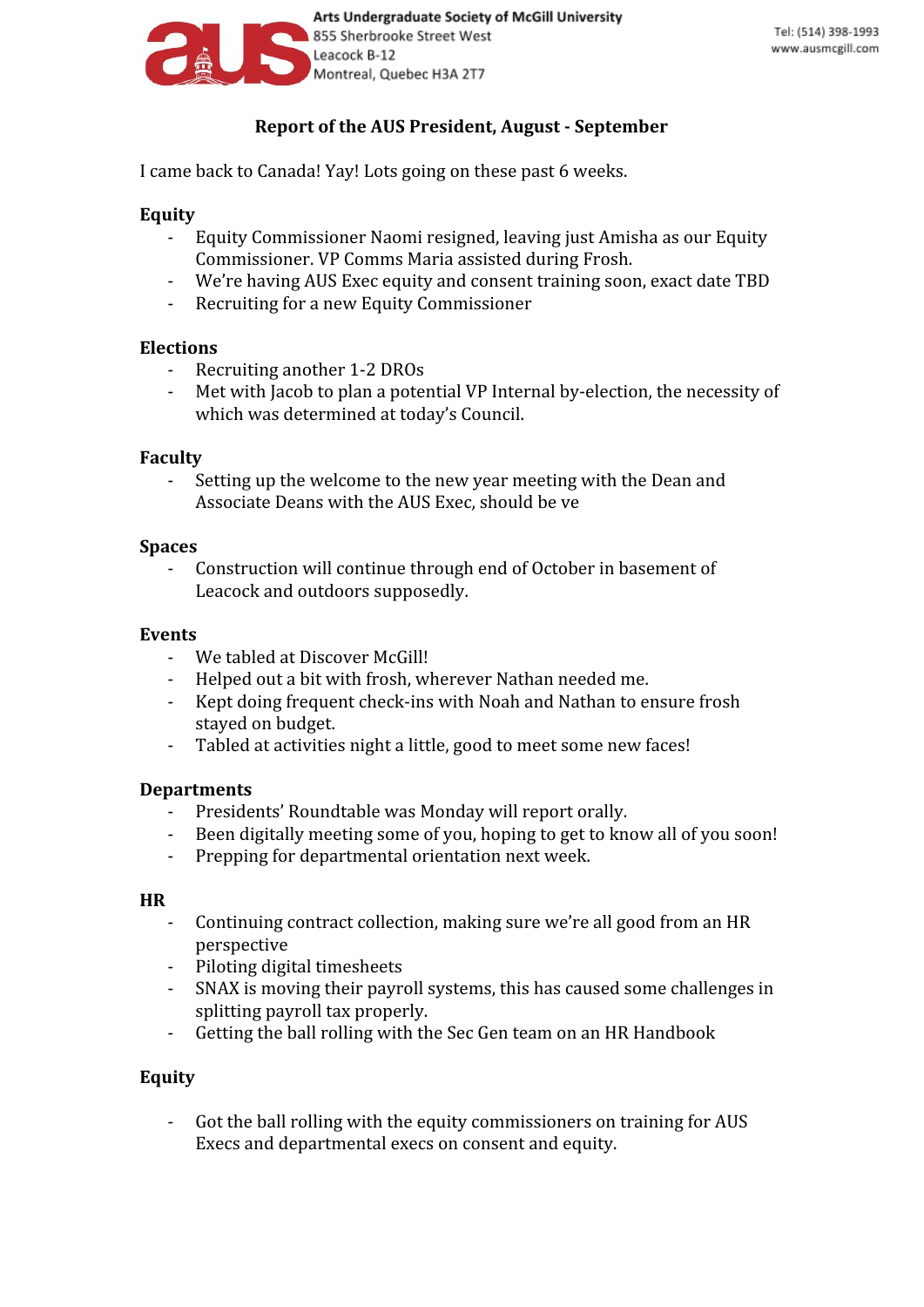Arts Undergraduate Society of McGill University
855 Sherbrooke Street West
Leacock B-12
Montreal, Quebec H3A 2T7

Tel: (514) 398-1993
www.ausmcgill.com

## Report of the AUS President, August - September

I came back to Canada! Yay! Lots going on these past 6 weeks.

### Equity

- Equity Commissioner Naomi resigned, leaving just Amisha as our Equity Commissioner. VP Comms Maria assisted during Frosh.
- We're having AUS Exec equity and consent training soon, exact date TBD
- Recruiting for a new Equity Commissioner

### Elections

- Recruiting another 1-2 DROs
- Met with Jacob to plan a potential VP Internal by-election, the necessity of which was determined at today's Council.

### Faculty

- Setting up the welcome to the new year meeting with the Dean and Associate Deans with the AUS Exec, should be ve

### Spaces

- Construction will continue through end of October in basement of Leacock and outdoors supposedly.

### Events

- We tabled at Discover McGill!
- Helped out a bit with frosh, wherever Nathan needed me.
- Kept doing frequent check-ins with Noah and Nathan to ensure frosh stayed on budget.
- Tabled at activities night a little, good to meet some new faces!

### Departments

- Presidents' Roundtable was Monday will report orally.
- Been digitally meeting some of you, hoping to get to know all of you soon!
- Prepping for departmental orientation next week.

### HR

- Continuing contract collection, making sure we're all good from an HR perspective
- Piloting digital timesheets
- SNAX is moving their payroll systems, this has caused some challenges in splitting payroll tax properly.
- Getting the ball rolling with the Sec Gen team on an HR Handbook

### Equity

- Got the ball rolling with the equity commissioners on training for AUS Execs and departmental execs on consent and equity.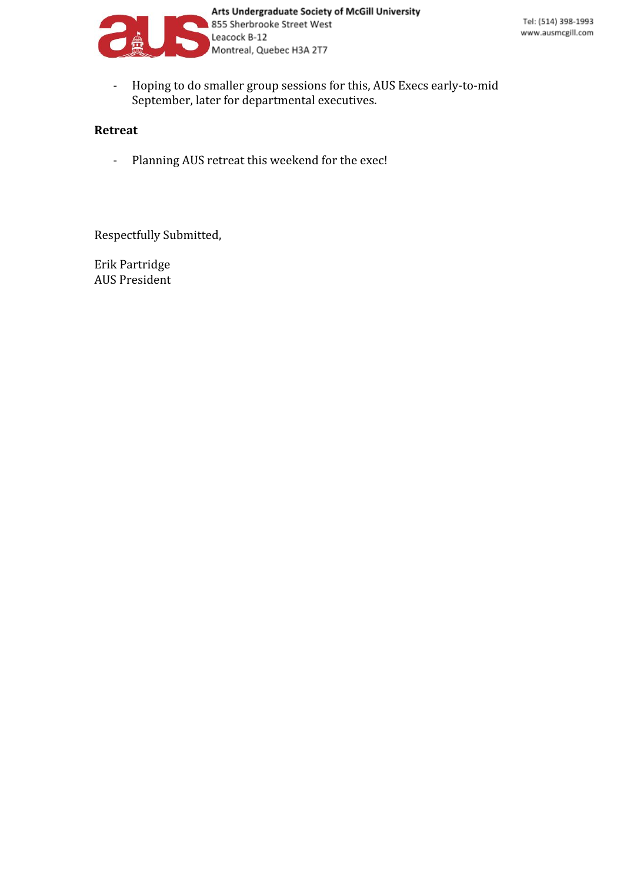- Hoping to do smaller group sessions for this, AUS Execs early-to-mid September, later for departmental executives.

**Retreat**

- Planning AUS retreat this weekend for the exec!

Respectfully Submitted,

Erik Partridge
AUS President